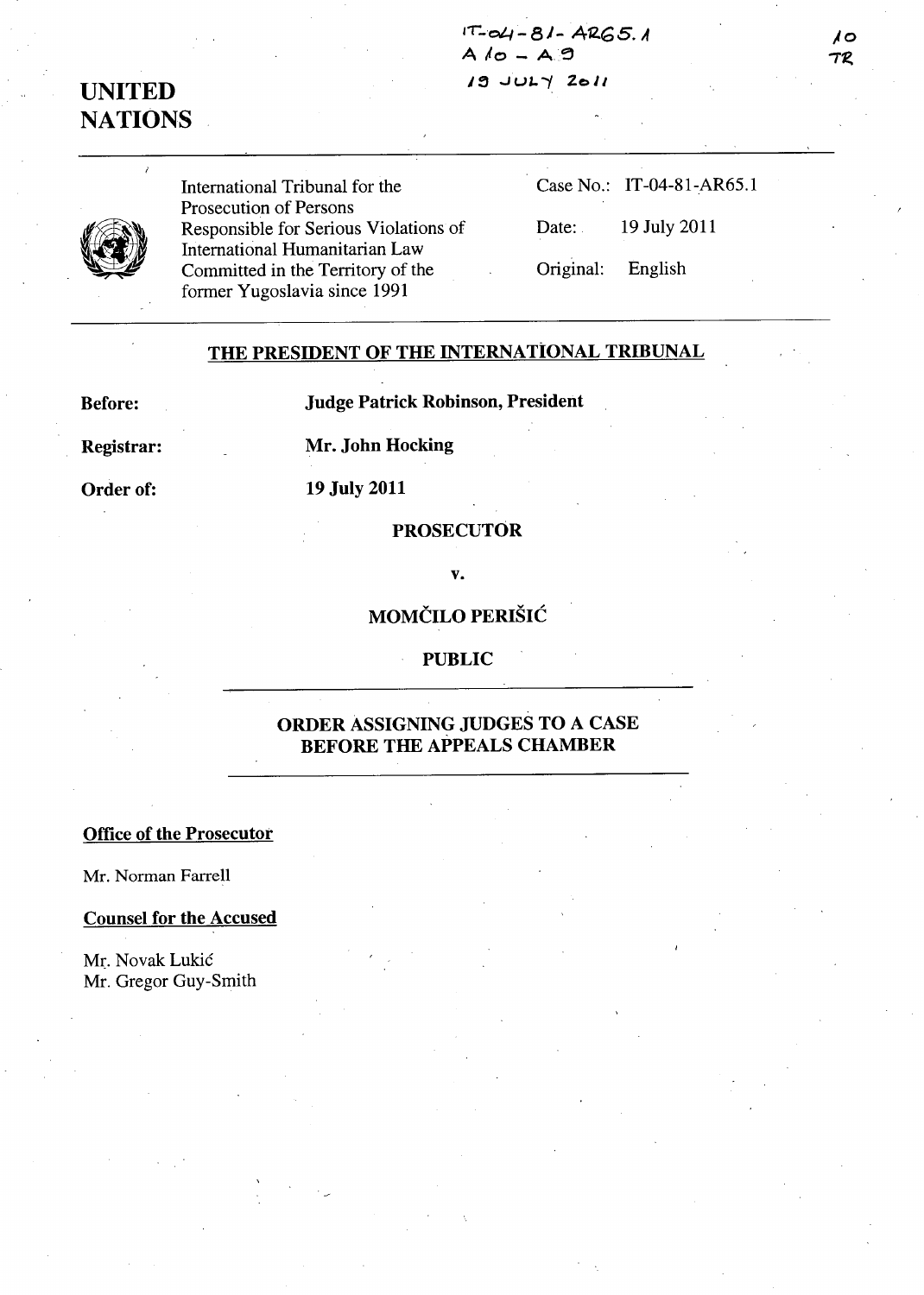IT-04-81-AR65.1
A 10 – A 9
19 JULY 2011

10
TR

# UNITED NATIONS

International Tribunal for the Prosecution of Persons Responsible for Serious Violations of International Humanitarian Law Committed in the Territory of the former Yugoslavia since 1991

Case No.: IT-04-81-AR65.1

Date: 19 July 2011

Original: English

## THE PRESIDENT OF THE INTERNATIONAL TRIBUNAL

**Before:** **Judge Patrick Robinson, President**

**Registrar:** **Mr. John Hocking**

**Order of:** **19 July 2011**

**PROSECUTOR**

**v.**

**MOMČILO PERIŠIĆ**

**PUBLIC**

## ORDER ASSIGNING JUDGES TO A CASE BEFORE THE APPEALS CHAMBER

**Office of the Prosecutor**

Mr. Norman Farrell

**Counsel for the Accused**

Mr. Novak Lukić
Mr. Gregor Guy-Smith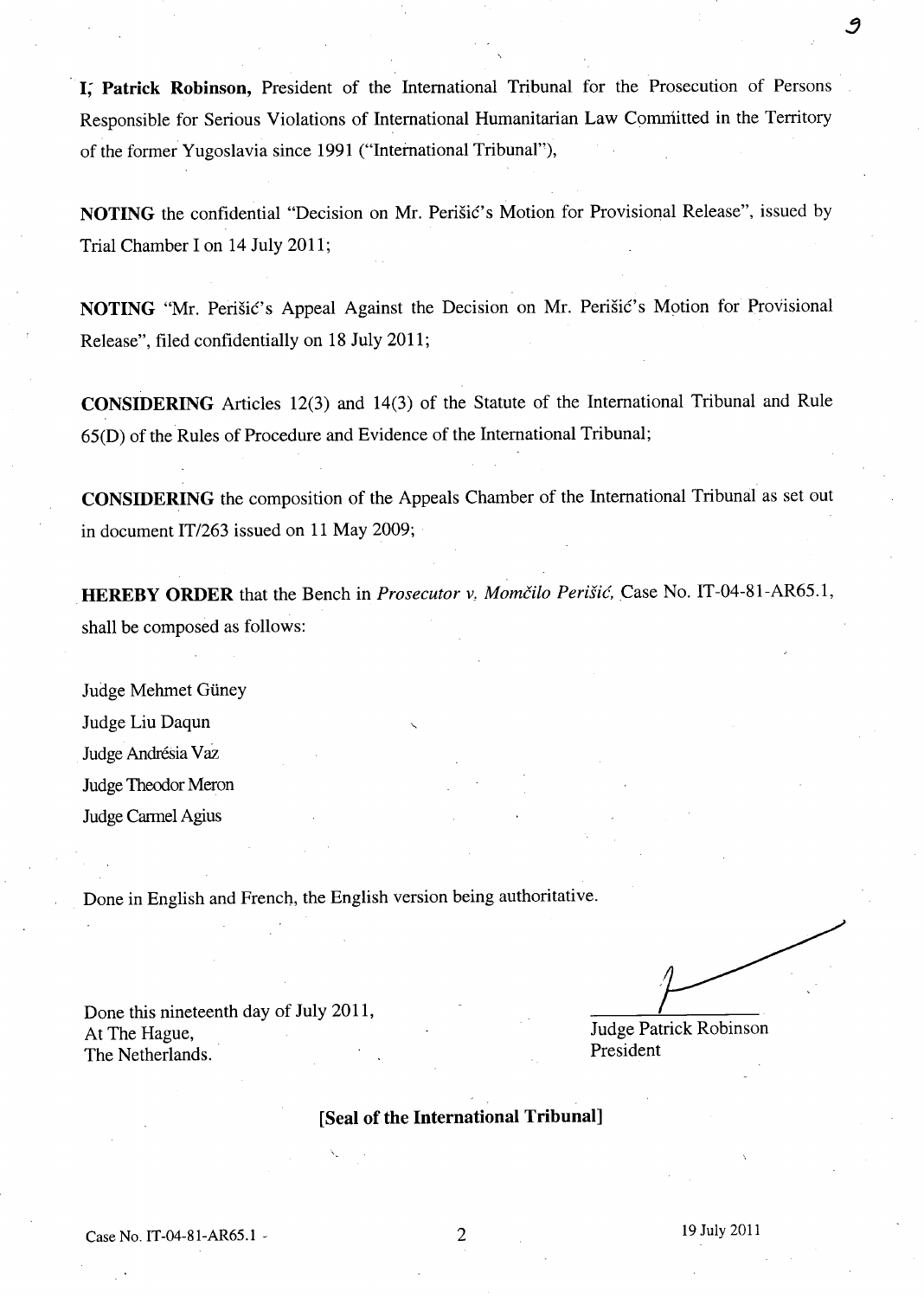**I, Patrick Robinson,** President of the International Tribunal for the Prosecution of Persons Responsible for Serious Violations of International Humanitarian Law Committed in the Territory of the former Yugoslavia since 1991 ("International Tribunal"),

**NOTING** the confidential "Decision on Mr. Perišić's Motion for Provisional Release", issued by Trial Chamber I on 14 July 2011;

**NOTING** "Mr. Perišić's Appeal Against the Decision on Mr. Perišić's Motion for Provisional Release", filed confidentially on 18 July 2011;

**CONSIDERING** Articles 12(3) and 14(3) of the Statute of the International Tribunal and Rule 65(D) of the Rules of Procedure and Evidence of the International Tribunal;

**CONSIDERING** the composition of the Appeals Chamber of the International Tribunal as set out in document IT/263 issued on 11 May 2009;

**HEREBY ORDER** that the Bench in *Prosecutor v. Momčilo Perišić*, Case No. IT-04-81-AR65.1, shall be composed as follows:

Judge Mehmet Güney
Judge Liu Daqun
Judge Andrésia Vaz
Judge Theodor Meron
Judge Carmel Agius

Done in English and French, the English version being authoritative.

Done this nineteenth day of July 2011,
At The Hague,
The Netherlands.

Judge Patrick Robinson
President

**[Seal of the International Tribunal]**